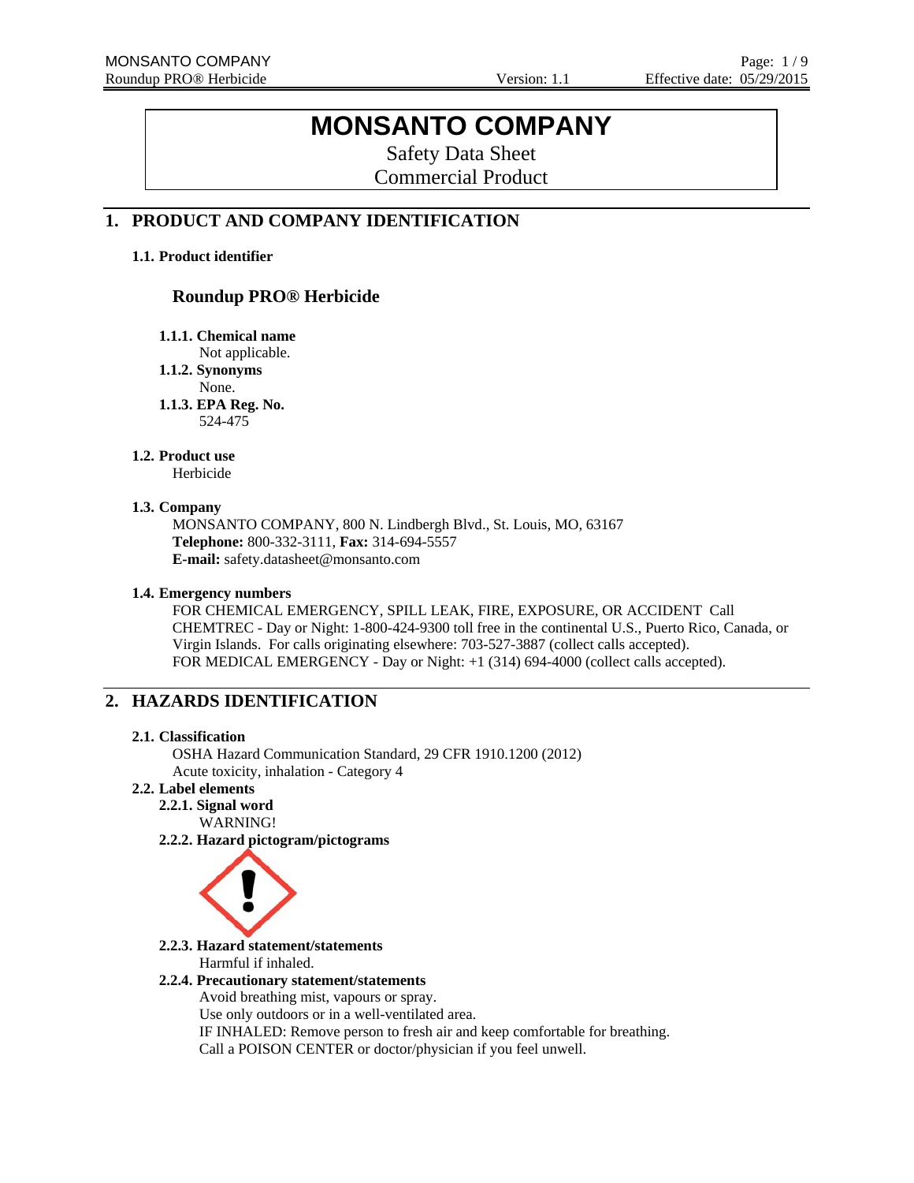# MONSANTO COMPANY

Safety Data Sheet
Commercial Product

## 1. PRODUCT AND COMPANY IDENTIFICATION

### 1.1. Product identifier

**Roundup PRO® Herbicide**

**1.1.1. Chemical name**
Not applicable.

**1.1.2. Synonyms**
None.

**1.1.3. EPA Reg. No.**
524-475

### 1.2. Product use

Herbicide

### 1.3. Company

MONSANTO COMPANY, 800 N. Lindbergh Blvd., St. Louis, MO, 63167
**Telephone:** 800-332-3111, **Fax:** 314-694-5557
**E-mail:** safety.datasheet@monsanto.com

### 1.4. Emergency numbers

FOR CHEMICAL EMERGENCY, SPILL LEAK, FIRE, EXPOSURE, OR ACCIDENT Call CHEMTREC - Day or Night: 1-800-424-9300 toll free in the continental U.S., Puerto Rico, Canada, or Virgin Islands. For calls originating elsewhere: 703-527-3887 (collect calls accepted).
FOR MEDICAL EMERGENCY - Day or Night: +1 (314) 694-4000 (collect calls accepted).

## 2. HAZARDS IDENTIFICATION

### 2.1. Classification

OSHA Hazard Communication Standard, 29 CFR 1910.1200 (2012)
Acute toxicity, inhalation - Category 4

### 2.2. Label elements

**2.2.1. Signal word**
WARNING!

**2.2.2. Hazard pictogram/pictograms**

**2.2.3. Hazard statement/statements**
Harmful if inhaled.

**2.2.4. Precautionary statement/statements**
Avoid breathing mist, vapours or spray.
Use only outdoors or in a well-ventilated area.
IF INHALED: Remove person to fresh air and keep comfortable for breathing.
Call a POISON CENTER or doctor/physician if you feel unwell.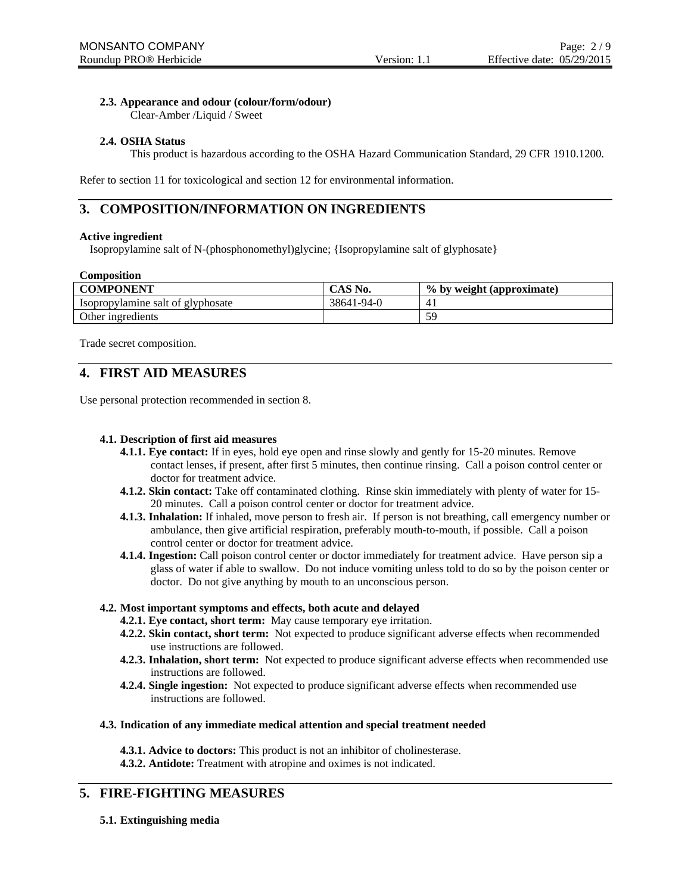**2.3. Appearance and odour (colour/form/odour)**

Clear-Amber /Liquid / Sweet

**2.4. OSHA Status**

This product is hazardous according to the OSHA Hazard Communication Standard, 29 CFR 1910.1200.

Refer to section 11 for toxicological and section 12 for environmental information.

## 3. COMPOSITION/INFORMATION ON INGREDIENTS

**Active ingredient**

Isopropylamine salt of N-(phosphonomethyl)glycine; {Isopropylamine salt of glyphosate}

**Composition**

| COMPONENT | CAS No. | % by weight (approximate) |
| --- | --- | --- |
| Isopropylamine salt of glyphosate | 38641-94-0 | 41 |
| Other ingredients | | 59 |

Trade secret composition.

## 4. FIRST AID MEASURES

Use personal protection recommended in section 8.

**4.1. Description of first aid measures**

- **4.1.1. Eye contact:** If in eyes, hold eye open and rinse slowly and gently for 15-20 minutes. Remove contact lenses, if present, after first 5 minutes, then continue rinsing. Call a poison control center or doctor for treatment advice.
- **4.1.2. Skin contact:** Take off contaminated clothing. Rinse skin immediately with plenty of water for 15-20 minutes. Call a poison control center or doctor for treatment advice.
- **4.1.3. Inhalation:** If inhaled, move person to fresh air. If person is not breathing, call emergency number or ambulance, then give artificial respiration, preferably mouth-to-mouth, if possible. Call a poison control center or doctor for treatment advice.
- **4.1.4. Ingestion:** Call poison control center or doctor immediately for treatment advice. Have person sip a glass of water if able to swallow. Do not induce vomiting unless told to do so by the poison center or doctor. Do not give anything by mouth to an unconscious person.

**4.2. Most important symptoms and effects, both acute and delayed**

- **4.2.1. Eye contact, short term:** May cause temporary eye irritation.
- **4.2.2. Skin contact, short term:** Not expected to produce significant adverse effects when recommended use instructions are followed.
- **4.2.3. Inhalation, short term:** Not expected to produce significant adverse effects when recommended use instructions are followed.
- **4.2.4. Single ingestion:** Not expected to produce significant adverse effects when recommended use instructions are followed.

**4.3. Indication of any immediate medical attention and special treatment needed**

- **4.3.1. Advice to doctors:** This product is not an inhibitor of cholinesterase.
- **4.3.2. Antidote:** Treatment with atropine and oximes is not indicated.

## 5. FIRE-FIGHTING MEASURES

**5.1. Extinguishing media**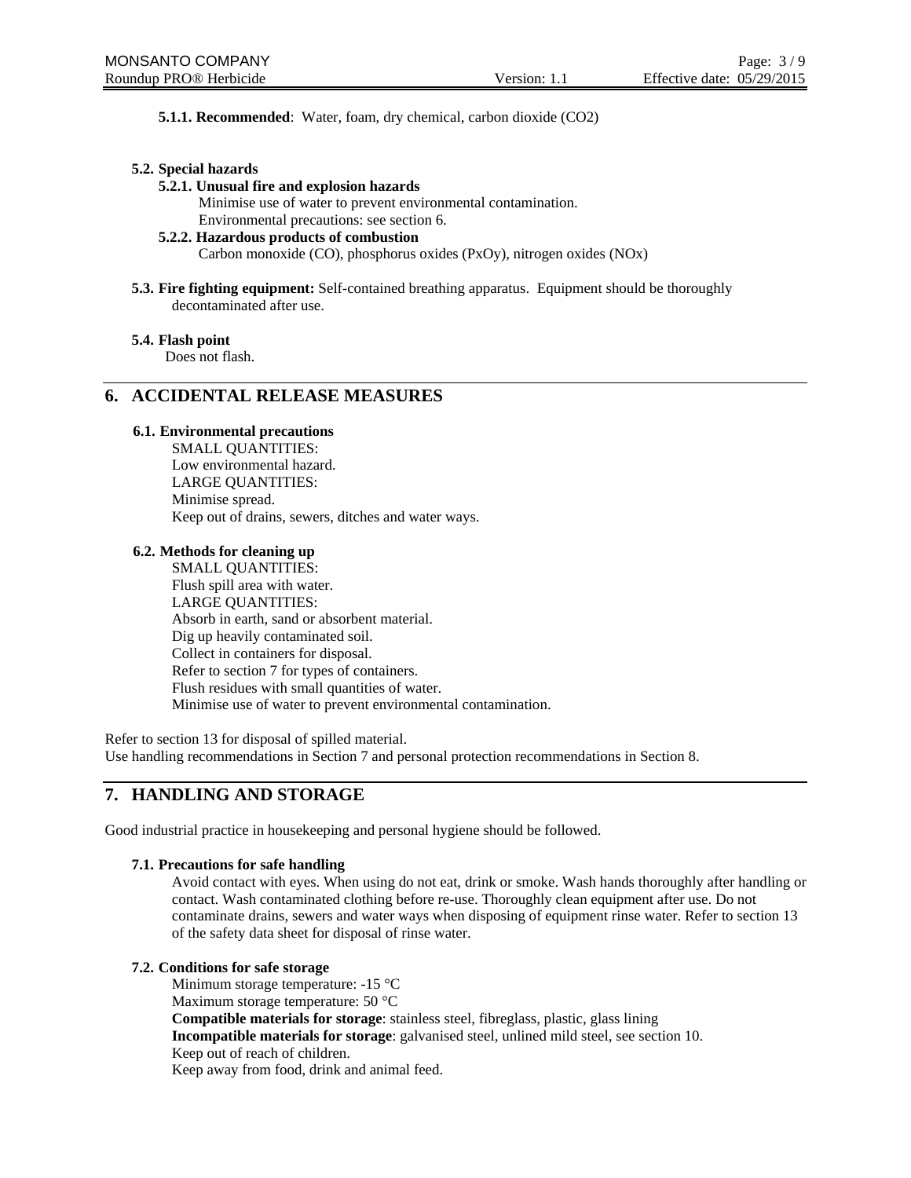**5.1.1. Recommended**: Water, foam, dry chemical, carbon dioxide ($CO_2$)

### 5.2. Special hazards

#### 5.2.1. Unusual fire and explosion hazards

Minimise use of water to prevent environmental contamination.
Environmental precautions: see section 6.

#### 5.2.2. Hazardous products of combustion

Carbon monoxide (CO), phosphorus oxides ($P_xO_y$), nitrogen oxides ($NO_x$)

**5.3. Fire fighting equipment:** Self-contained breathing apparatus. Equipment should be thoroughly decontaminated after use.

### 5.4. Flash point

Does not flash.

## 6. ACCIDENTAL RELEASE MEASURES

### 6.1. Environmental precautions

SMALL QUANTITIES:
Low environmental hazard.
LARGE QUANTITIES:
Minimise spread.
Keep out of drains, sewers, ditches and water ways.

### 6.2. Methods for cleaning up

SMALL QUANTITIES:
Flush spill area with water.
LARGE QUANTITIES:
Absorb in earth, sand or absorbent material.
Dig up heavily contaminated soil.
Collect in containers for disposal.
Refer to section 7 for types of containers.
Flush residues with small quantities of water.
Minimise use of water to prevent environmental contamination.

Refer to section 13 for disposal of spilled material.
Use handling recommendations in Section 7 and personal protection recommendations in Section 8.

## 7. HANDLING AND STORAGE

Good industrial practice in housekeeping and personal hygiene should be followed.

### 7.1. Precautions for safe handling

Avoid contact with eyes. When using do not eat, drink or smoke. Wash hands thoroughly after handling or contact. Wash contaminated clothing before re-use. Thoroughly clean equipment after use. Do not contaminate drains, sewers and water ways when disposing of equipment rinse water. Refer to section 13 of the safety data sheet for disposal of rinse water.

### 7.2. Conditions for safe storage

Minimum storage temperature: -15 °C
Maximum storage temperature: 50 °C
**Compatible materials for storage**: stainless steel, fibreglass, plastic, glass lining
**Incompatible materials for storage**: galvanised steel, unlined mild steel, see section 10.
Keep out of reach of children.
Keep away from food, drink and animal feed.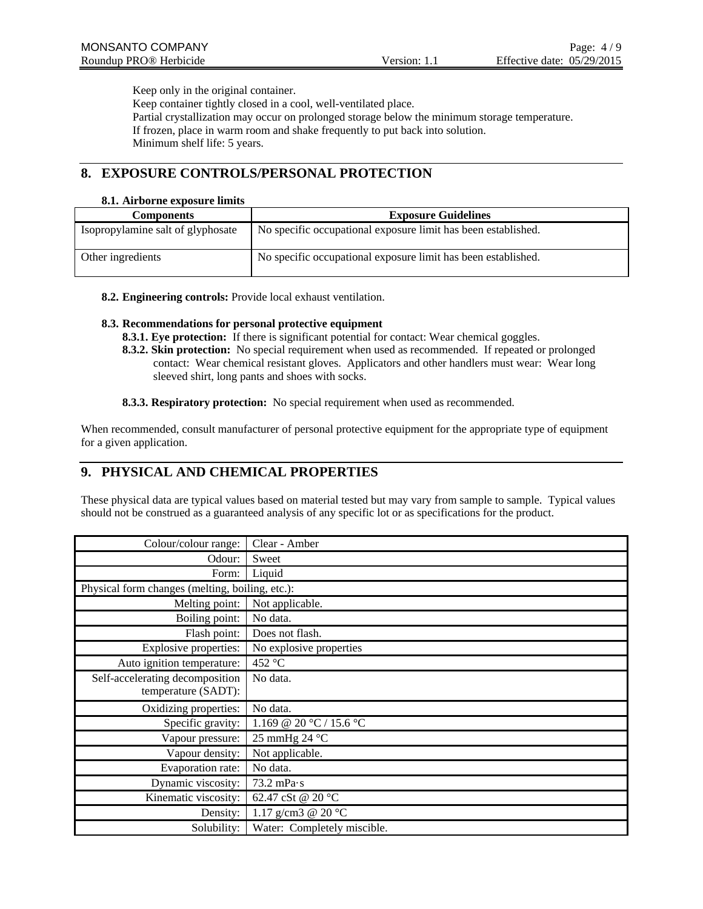Keep only in the original container.
Keep container tightly closed in a cool, well-ventilated place.
Partial crystallization may occur on prolonged storage below the minimum storage temperature.
If frozen, place in warm room and shake frequently to put back into solution.
Minimum shelf life: 5 years.

## 8. EXPOSURE CONTROLS/PERSONAL PROTECTION

### 8.1. Airborne exposure limits

| Components | Exposure Guidelines |
|---|---|
| Isopropylamine salt of glyphosate | No specific occupational exposure limit has been established. |
| Other ingredients | No specific occupational exposure limit has been established. |

**8.2. Engineering controls:** Provide local exhaust ventilation.

**8.3. Recommendations for personal protective equipment**

**8.3.1. Eye protection:** If there is significant potential for contact: Wear chemical goggles.

**8.3.2. Skin protection:** No special requirement when used as recommended. If repeated or prolonged contact: Wear chemical resistant gloves. Applicators and other handlers must wear: Wear long sleeved shirt, long pants and shoes with socks.

**8.3.3. Respiratory protection:** No special requirement when used as recommended.

When recommended, consult manufacturer of personal protective equipment for the appropriate type of equipment for a given application.

## 9. PHYSICAL AND CHEMICAL PROPERTIES

These physical data are typical values based on material tested but may vary from sample to sample. Typical values should not be construed as a guaranteed analysis of any specific lot or as specifications for the product.

| | |
|---|---|
| Colour/colour range: | Clear - Amber |
| Odour: | Sweet |
| Form: | Liquid |
| Physical form changes (melting, boiling, etc.): | |
| Melting point: | Not applicable. |
| Boiling point: | No data. |
| Flash point: | Does not flash. |
| Explosive properties: | No explosive properties |
| Auto ignition temperature: | 452 °C |
| Self-accelerating decomposition temperature (SADT): | No data. |
| Oxidizing properties: | No data. |
| Specific gravity: | 1.169 @ 20 °C / 15.6 °C |
| Vapour pressure: | 25 mmHg 24 °C |
| Vapour density: | Not applicable. |
| Evaporation rate: | No data. |
| Dynamic viscosity: | 73.2 mPa·s |
| Kinematic viscosity: | 62.47 cSt @ 20 °C |
| Density: | 1.17 g/cm3 @ 20 °C |
| Solubility: | Water: Completely miscible. |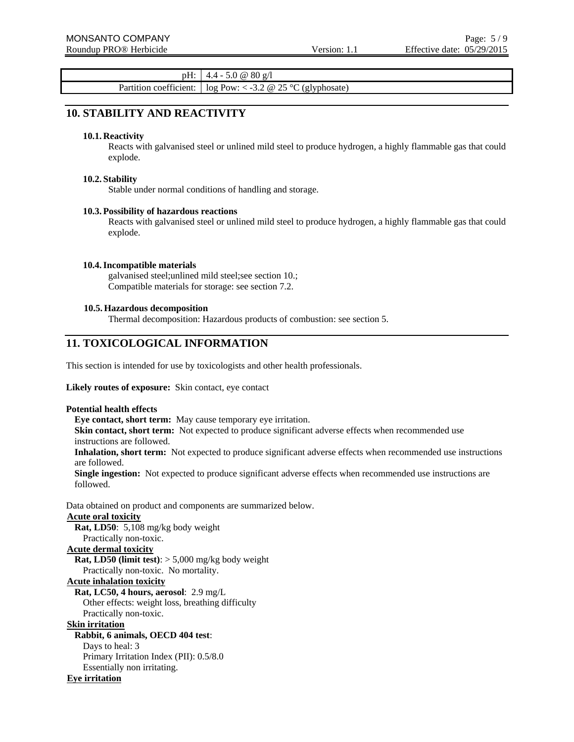| | |
|---|---|
| pH: | 4.4 - 5.0 @ 80 g/l |
| Partition coefficient: | log Pow: < -3.2 @ 25 °C (glyphosate) |

## 10. STABILITY AND REACTIVITY

### 10.1. Reactivity

Reacts with galvanised steel or unlined mild steel to produce hydrogen, a highly flammable gas that could explode.

### 10.2. Stability

Stable under normal conditions of handling and storage.

### 10.3. Possibility of hazardous reactions

Reacts with galvanised steel or unlined mild steel to produce hydrogen, a highly flammable gas that could explode.

### 10.4. Incompatible materials

galvanised steel;unlined mild steel;see section 10.;
Compatible materials for storage: see section 7.2.

### 10.5. Hazardous decomposition

Thermal decomposition: Hazardous products of combustion: see section 5.

## 11. TOXICOLOGICAL INFORMATION

This section is intended for use by toxicologists and other health professionals.

**Likely routes of exposure:** Skin contact, eye contact

**Potential health effects**

**Eye contact, short term:** May cause temporary eye irritation.
**Skin contact, short term:** Not expected to produce significant adverse effects when recommended use instructions are followed.
**Inhalation, short term:** Not expected to produce significant adverse effects when recommended use instructions are followed.
**Single ingestion:** Not expected to produce significant adverse effects when recommended use instructions are followed.

Data obtained on product and components are summarized below.

**Acute oral toxicity**

**Rat, LD50**: 5,108 mg/kg body weight
Practically non-toxic.

**Acute dermal toxicity**

**Rat, LD50 (limit test)**: > 5,000 mg/kg body weight
Practically non-toxic. No mortality.

**Acute inhalation toxicity**

**Rat, LC50, 4 hours, aerosol**: 2.9 mg/L
Other effects: weight loss, breathing difficulty
Practically non-toxic.

**Skin irritation**

**Rabbit, 6 animals, OECD 404 test**:
Days to heal: 3
Primary Irritation Index (PII): 0.5/8.0
Essentially non irritating.

**Eye irritation**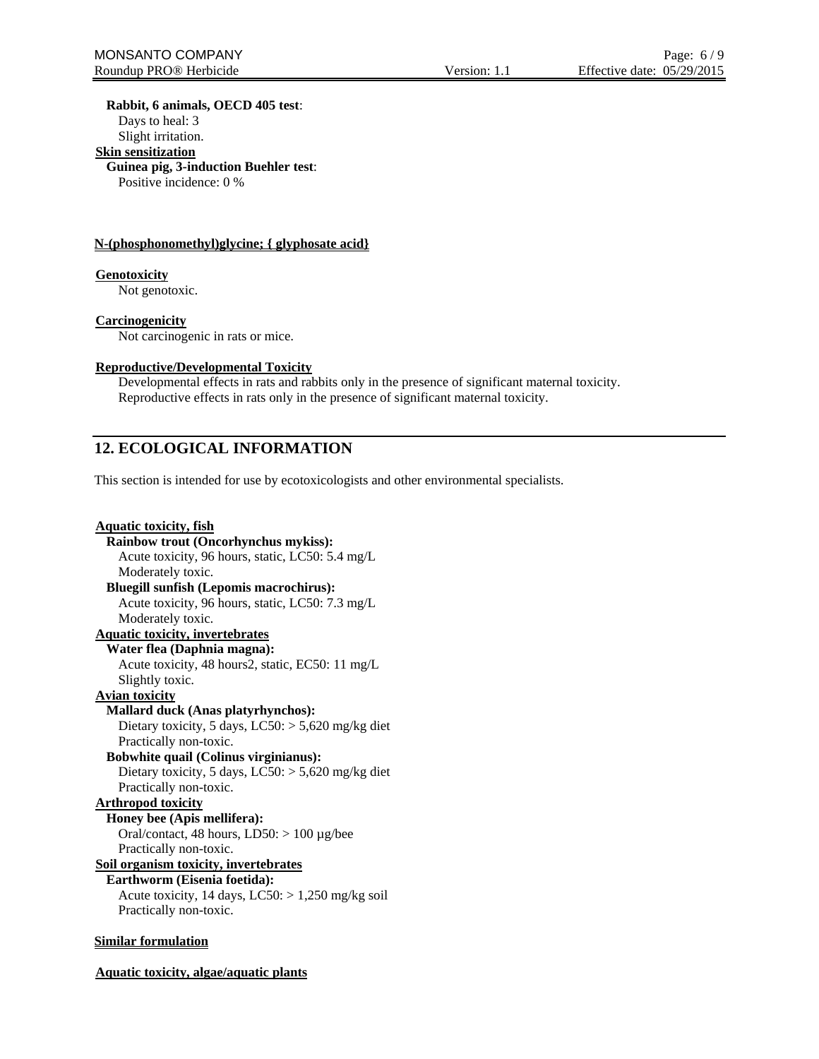**Rabbit, 6 animals, OECD 405 test**:

Days to heal: 3

Slight irritation.

**Skin sensitization**

**Guinea pig, 3-induction Buehler test**:

Positive incidence: 0 %

**N-(phosphonomethyl)glycine; { glyphosate acid}**

**Genotoxicity**

Not genotoxic.

**Carcinogenicity**

Not carcinogenic in rats or mice.

**Reproductive/Developmental Toxicity**

Developmental effects in rats and rabbits only in the presence of significant maternal toxicity.
Reproductive effects in rats only in the presence of significant maternal toxicity.

## 12. ECOLOGICAL INFORMATION

This section is intended for use by ecotoxicologists and other environmental specialists.

**Aquatic toxicity, fish**

**Rainbow trout (Oncorhynchus mykiss):**

Acute toxicity, 96 hours, static, LC50: 5.4 mg/L

Moderately toxic.

**Bluegill sunfish (Lepomis macrochirus):**

Acute toxicity, 96 hours, static, LC50: 7.3 mg/L

Moderately toxic.

**Aquatic toxicity, invertebrates**

**Water flea (Daphnia magna):**

Acute toxicity, 48 hours2, static, EC50: 11 mg/L

Slightly toxic.

**Avian toxicity**

**Mallard duck (Anas platyrhynchos):**

Dietary toxicity, 5 days, LC50: > 5,620 mg/kg diet

Practically non-toxic.

**Bobwhite quail (Colinus virginianus):**

Dietary toxicity, 5 days, LC50: > 5,620 mg/kg diet

Practically non-toxic.

**Arthropod toxicity**

**Honey bee (Apis mellifera):**

Oral/contact, 48 hours, LD50: > 100 µg/bee

Practically non-toxic.

**Soil organism toxicity, invertebrates**

**Earthworm (Eisenia foetida):**

Acute toxicity, 14 days, LC50: > 1,250 mg/kg soil

Practically non-toxic.

**Similar formulation**

**Aquatic toxicity, algae/aquatic plants**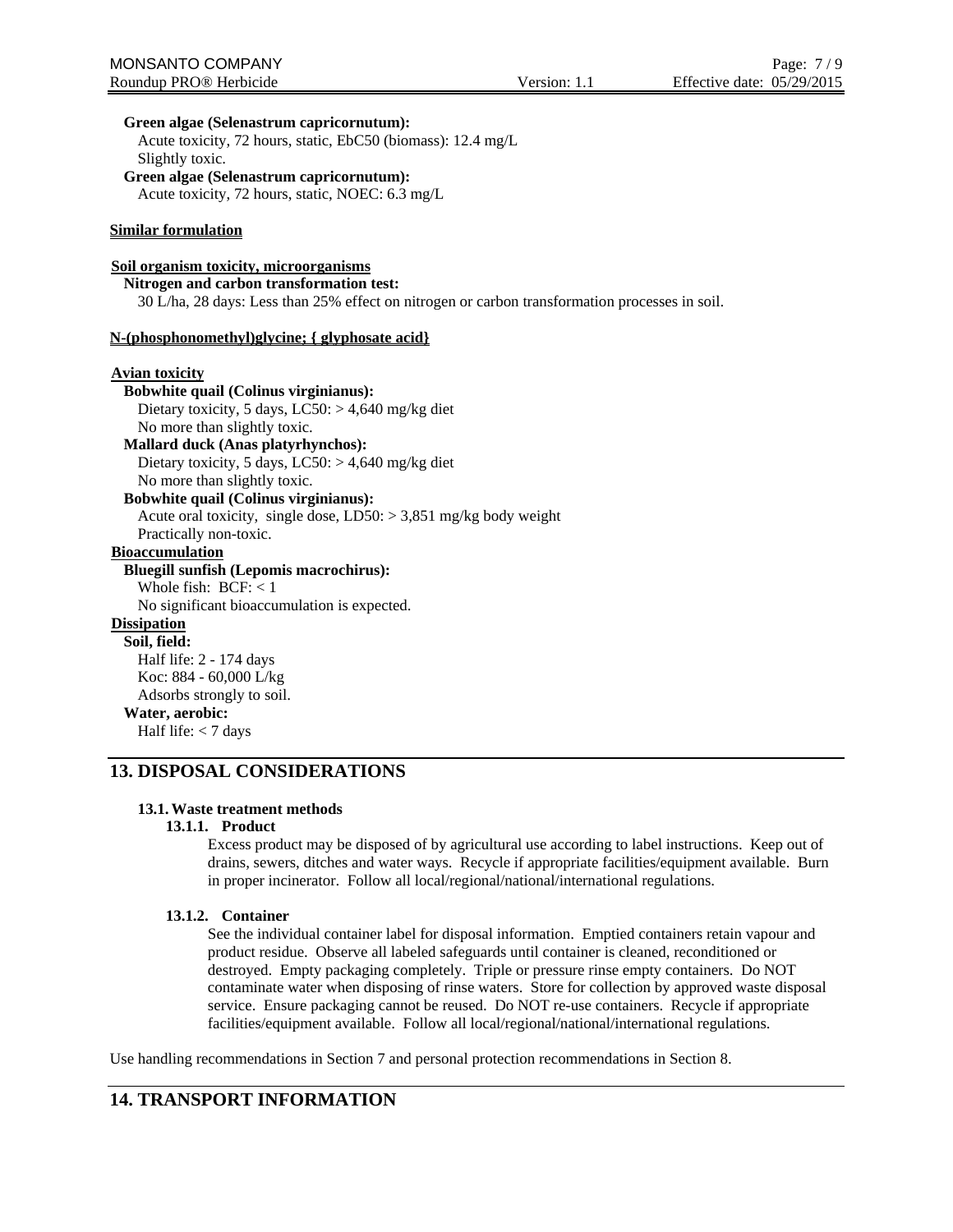**Green algae (Selenastrum capricornutum):**
Acute toxicity, 72 hours, static, EbC50 (biomass): 12.4 mg/L
Slightly toxic.

**Green algae (Selenastrum capricornutum):**
Acute toxicity, 72 hours, static, NOEC: 6.3 mg/L

**Similar formulation**

**Soil organism toxicity, microorganisms**

**Nitrogen and carbon transformation test:**
30 L/ha, 28 days: Less than 25% effect on nitrogen or carbon transformation processes in soil.

**N-(phosphonomethyl)glycine; { glyphosate acid}**

**Avian toxicity**

**Bobwhite quail (Colinus virginianus):**
Dietary toxicity, 5 days, LC50: > 4,640 mg/kg diet
No more than slightly toxic.

**Mallard duck (Anas platyrhynchos):**
Dietary toxicity, 5 days, LC50: > 4,640 mg/kg diet
No more than slightly toxic.

**Bobwhite quail (Colinus virginianus):**
Acute oral toxicity, single dose, LD50: > 3,851 mg/kg body weight
Practically non-toxic.

**Bioaccumulation**

**Bluegill sunfish (Lepomis macrochirus):**
Whole fish: BCF: < 1
No significant bioaccumulation is expected.

**Dissipation**

**Soil, field:**
Half life: 2 - 174 days
Koc: 884 - 60,000 L/kg
Adsorbs strongly to soil.

**Water, aerobic:**
Half life: < 7 days

## 13. DISPOSAL CONSIDERATIONS

### 13.1. Waste treatment methods

#### 13.1.1. Product

Excess product may be disposed of by agricultural use according to label instructions. Keep out of drains, sewers, ditches and water ways. Recycle if appropriate facilities/equipment available. Burn in proper incinerator. Follow all local/regional/national/international regulations.

#### 13.1.2. Container

See the individual container label for disposal information. Emptied containers retain vapour and product residue. Observe all labeled safeguards until container is cleaned, reconditioned or destroyed. Empty packaging completely. Triple or pressure rinse empty containers. Do NOT contaminate water when disposing of rinse waters. Store for collection by approved waste disposal service. Ensure packaging cannot be reused. Do NOT re-use containers. Recycle if appropriate facilities/equipment available. Follow all local/regional/national/international regulations.

Use handling recommendations in Section 7 and personal protection recommendations in Section 8.

## 14. TRANSPORT INFORMATION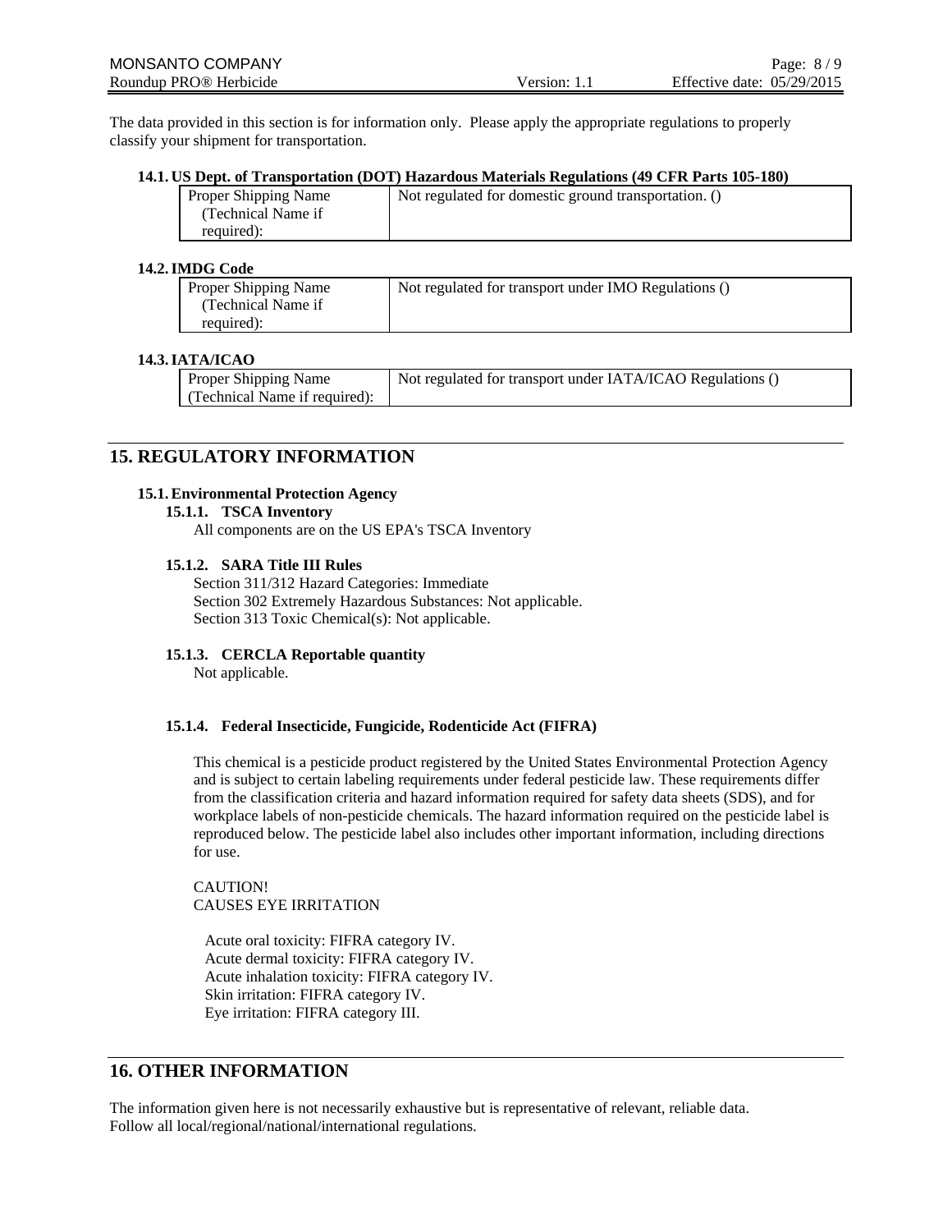The data provided in this section is for information only. Please apply the appropriate regulations to properly classify your shipment for transportation.

#### 14.1. US Dept. of Transportation (DOT) Hazardous Materials Regulations (49 CFR Parts 105-180)

| Proper Shipping Name (Technical Name if required): | Not regulated for domestic ground transportation. () |
|---|---|

#### 14.2. IMDG Code

| Proper Shipping Name (Technical Name if required): | Not regulated for transport under IMO Regulations () |
|---|---|

#### 14.3. IATA/ICAO

| Proper Shipping Name (Technical Name if required): | Not regulated for transport under IATA/ICAO Regulations () |
|---|---|

## 15. REGULATORY INFORMATION

### 15.1. Environmental Protection Agency

#### 15.1.1. TSCA Inventory

All components are on the US EPA's TSCA Inventory

#### 15.1.2. SARA Title III Rules

Section 311/312 Hazard Categories: Immediate
Section 302 Extremely Hazardous Substances: Not applicable.
Section 313 Toxic Chemical(s): Not applicable.

#### 15.1.3. CERCLA Reportable quantity

Not applicable.

#### 15.1.4. Federal Insecticide, Fungicide, Rodenticide Act (FIFRA)

This chemical is a pesticide product registered by the United States Environmental Protection Agency and is subject to certain labeling requirements under federal pesticide law. These requirements differ from the classification criteria and hazard information required for safety data sheets (SDS), and for workplace labels of non-pesticide chemicals. The hazard information required on the pesticide label is reproduced below. The pesticide label also includes other important information, including directions for use.

CAUTION!
CAUSES EYE IRRITATION

Acute oral toxicity: FIFRA category IV.
Acute dermal toxicity: FIFRA category IV.
Acute inhalation toxicity: FIFRA category IV.
Skin irritation: FIFRA category IV.
Eye irritation: FIFRA category III.

## 16. OTHER INFORMATION

The information given here is not necessarily exhaustive but is representative of relevant, reliable data.
Follow all local/regional/national/international regulations.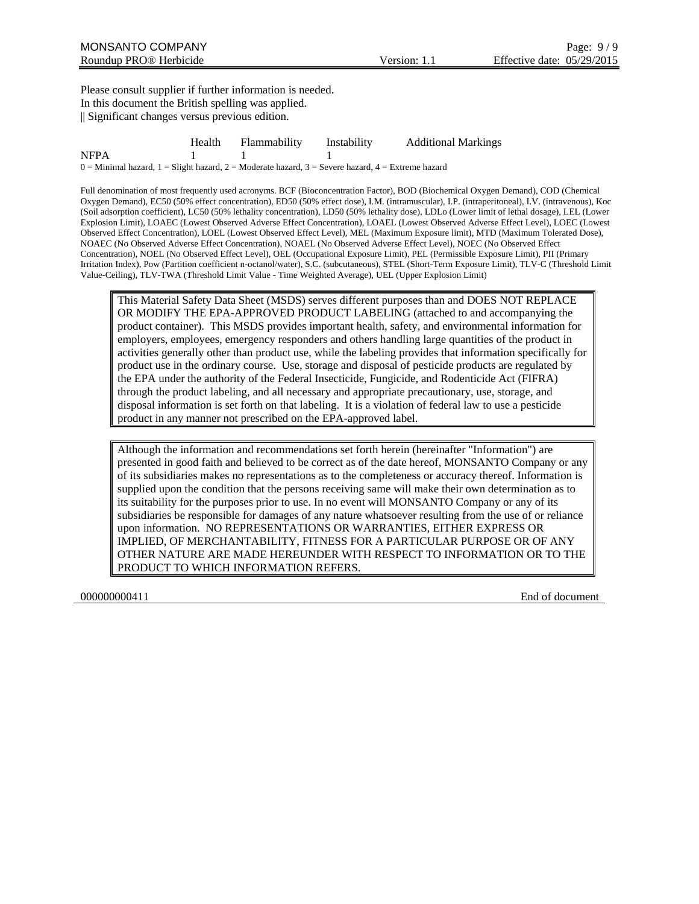Please consult supplier if further information is needed.
In this document the British spelling was applied.
|| Significant changes versus previous edition.

| | Health | Flammability | Instability | Additional Markings |
|---|---|---|---|---|
| NFPA | 1 | 1 | 1 | |

0 = Minimal hazard, 1 = Slight hazard, 2 = Moderate hazard, 3 = Severe hazard, 4 = Extreme hazard

Full denomination of most frequently used acronyms. BCF (Bioconcentration Factor), BOD (Biochemical Oxygen Demand), COD (Chemical Oxygen Demand), EC50 (50% effect concentration), ED50 (50% effect dose), I.M. (intramuscular), I.P. (intraperitoneal), I.V. (intravenous), Koc (Soil adsorption coefficient), LC50 (50% lethality concentration), LD50 (50% lethality dose), LDLo (Lower limit of lethal dosage), LEL (Lower Explosion Limit), LOAEC (Lowest Observed Adverse Effect Concentration), LOAEL (Lowest Observed Adverse Effect Level), LOEC (Lowest Observed Effect Concentration), LOEL (Lowest Observed Effect Level), MEL (Maximum Exposure limit), MTD (Maximum Tolerated Dose), NOAEC (No Observed Adverse Effect Concentration), NOAEL (No Observed Adverse Effect Level), NOEC (No Observed Effect Concentration), NOEL (No Observed Effect Level), OEL (Occupational Exposure Limit), PEL (Permissible Exposure Limit), PII (Primary Irritation Index), Pow (Partition coefficient n-octanol/water), S.C. (subcutaneous), STEL (Short-Term Exposure Limit), TLV-C (Threshold Limit Value-Ceiling), TLV-TWA (Threshold Limit Value - Time Weighted Average), UEL (Upper Explosion Limit)

This Material Safety Data Sheet (MSDS) serves different purposes than and DOES NOT REPLACE OR MODIFY THE EPA-APPROVED PRODUCT LABELING (attached to and accompanying the product container). This MSDS provides important health, safety, and environmental information for employers, employees, emergency responders and others handling large quantities of the product in activities generally other than product use, while the labeling provides that information specifically for product use in the ordinary course. Use, storage and disposal of pesticide products are regulated by the EPA under the authority of the Federal Insecticide, Fungicide, and Rodenticide Act (FIFRA) through the product labeling, and all necessary and appropriate precautionary, use, storage, and disposal information is set forth on that labeling. It is a violation of federal law to use a pesticide product in any manner not prescribed on the EPA-approved label.

Although the information and recommendations set forth herein (hereinafter "Information") are presented in good faith and believed to be correct as of the date hereof, MONSANTO Company or any of its subsidiaries makes no representations as to the completeness or accuracy thereof. Information is supplied upon the condition that the persons receiving same will make their own determination as to its suitability for the purposes prior to use. In no event will MONSANTO Company or any of its subsidiaries be responsible for damages of any nature whatsoever resulting from the use of or reliance upon information. NO REPRESENTATIONS OR WARRANTIES, EITHER EXPRESS OR IMPLIED, OF MERCHANTABILITY, FITNESS FOR A PARTICULAR PURPOSE OR OF ANY OTHER NATURE ARE MADE HEREUNDER WITH RESPECT TO INFORMATION OR TO THE PRODUCT TO WHICH INFORMATION REFERS.

000000000411 End of document